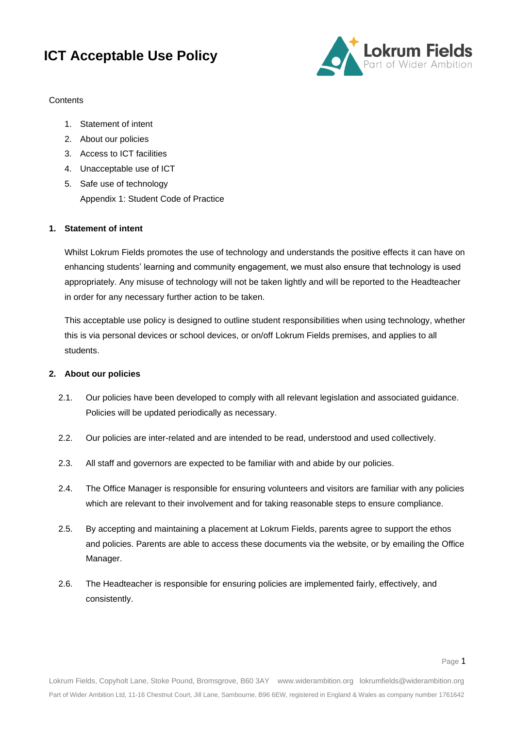# ICT Acceptable Use Policy

Contents

1. Statement of intent
2. About our policies
3. Access to ICT facilities
4. Unacceptable use of ICT
5. Safe use of technology

   Appendix 1: Student Code of Practice

## 1. Statement of intent

Whilst Lokrum Fields promotes the use of technology and understands the positive effects it can have on enhancing students' learning and community engagement, we must also ensure that technology is used appropriately. Any misuse of technology will not be taken lightly and will be reported to the Headteacher in order for any necessary further action to be taken.

This acceptable use policy is designed to outline student responsibilities when using technology, whether this is via personal devices or school devices, or on/off Lokrum Fields premises, and applies to all students.

## 2. About our policies

2.1. Our policies have been developed to comply with all relevant legislation and associated guidance. Policies will be updated periodically as necessary.

2.2. Our policies are inter-related and are intended to be read, understood and used collectively.

2.3. All staff and governors are expected to be familiar with and abide by our policies.

2.4. The Office Manager is responsible for ensuring volunteers and visitors are familiar with any policies which are relevant to their involvement and for taking reasonable steps to ensure compliance.

2.5. By accepting and maintaining a placement at Lokrum Fields, parents agree to support the ethos and policies. Parents are able to access these documents via the website, or by emailing the Office Manager.

2.6. The Headteacher is responsible for ensuring policies are implemented fairly, effectively, and consistently.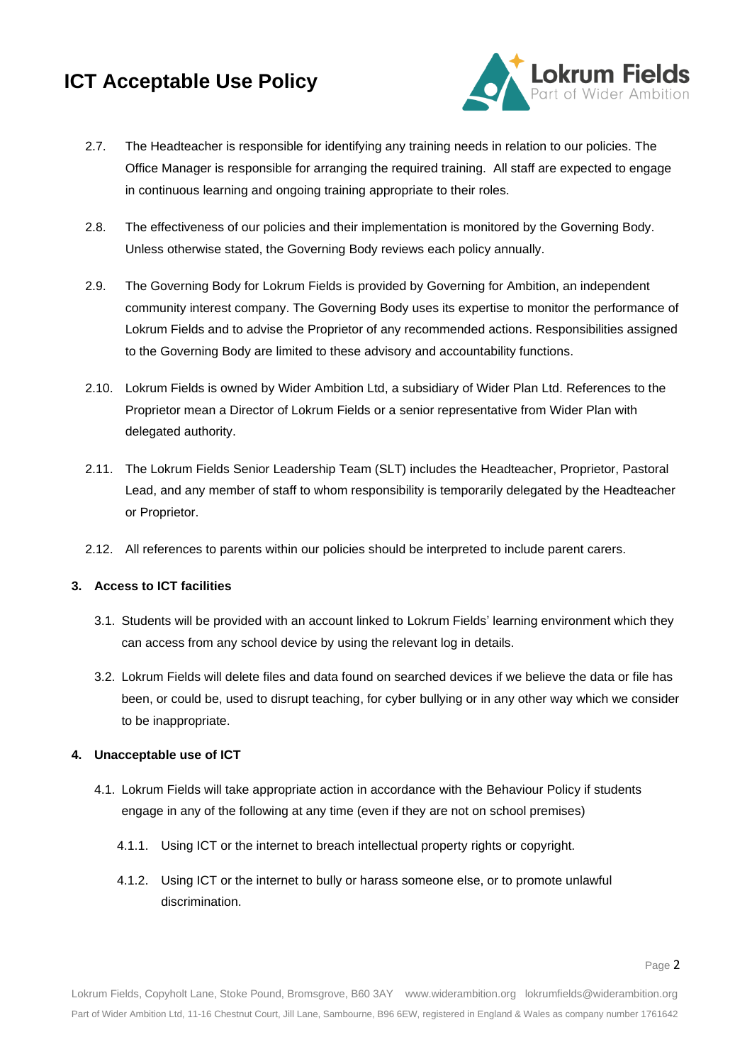2.7. The Headteacher is responsible for identifying any training needs in relation to our policies. The Office Manager is responsible for arranging the required training. All staff are expected to engage in continuous learning and ongoing training appropriate to their roles.

2.8. The effectiveness of our policies and their implementation is monitored by the Governing Body. Unless otherwise stated, the Governing Body reviews each policy annually.

2.9. The Governing Body for Lokrum Fields is provided by Governing for Ambition, an independent community interest company. The Governing Body uses its expertise to monitor the performance of Lokrum Fields and to advise the Proprietor of any recommended actions. Responsibilities assigned to the Governing Body are limited to these advisory and accountability functions.

2.10. Lokrum Fields is owned by Wider Ambition Ltd, a subsidiary of Wider Plan Ltd. References to the Proprietor mean a Director of Lokrum Fields or a senior representative from Wider Plan with delegated authority.

2.11. The Lokrum Fields Senior Leadership Team (SLT) includes the Headteacher, Proprietor, Pastoral Lead, and any member of staff to whom responsibility is temporarily delegated by the Headteacher or Proprietor.

2.12. All references to parents within our policies should be interpreted to include parent carers.

## 3. Access to ICT facilities

3.1. Students will be provided with an account linked to Lokrum Fields' learning environment which they can access from any school device by using the relevant log in details.

3.2. Lokrum Fields will delete files and data found on searched devices if we believe the data or file has been, or could be, used to disrupt teaching, for cyber bullying or in any other way which we consider to be inappropriate.

## 4. Unacceptable use of ICT

4.1. Lokrum Fields will take appropriate action in accordance with the Behaviour Policy if students engage in any of the following at any time (even if they are not on school premises)

4.1.1. Using ICT or the internet to breach intellectual property rights or copyright.

4.1.2. Using ICT or the internet to bully or harass someone else, or to promote unlawful discrimination.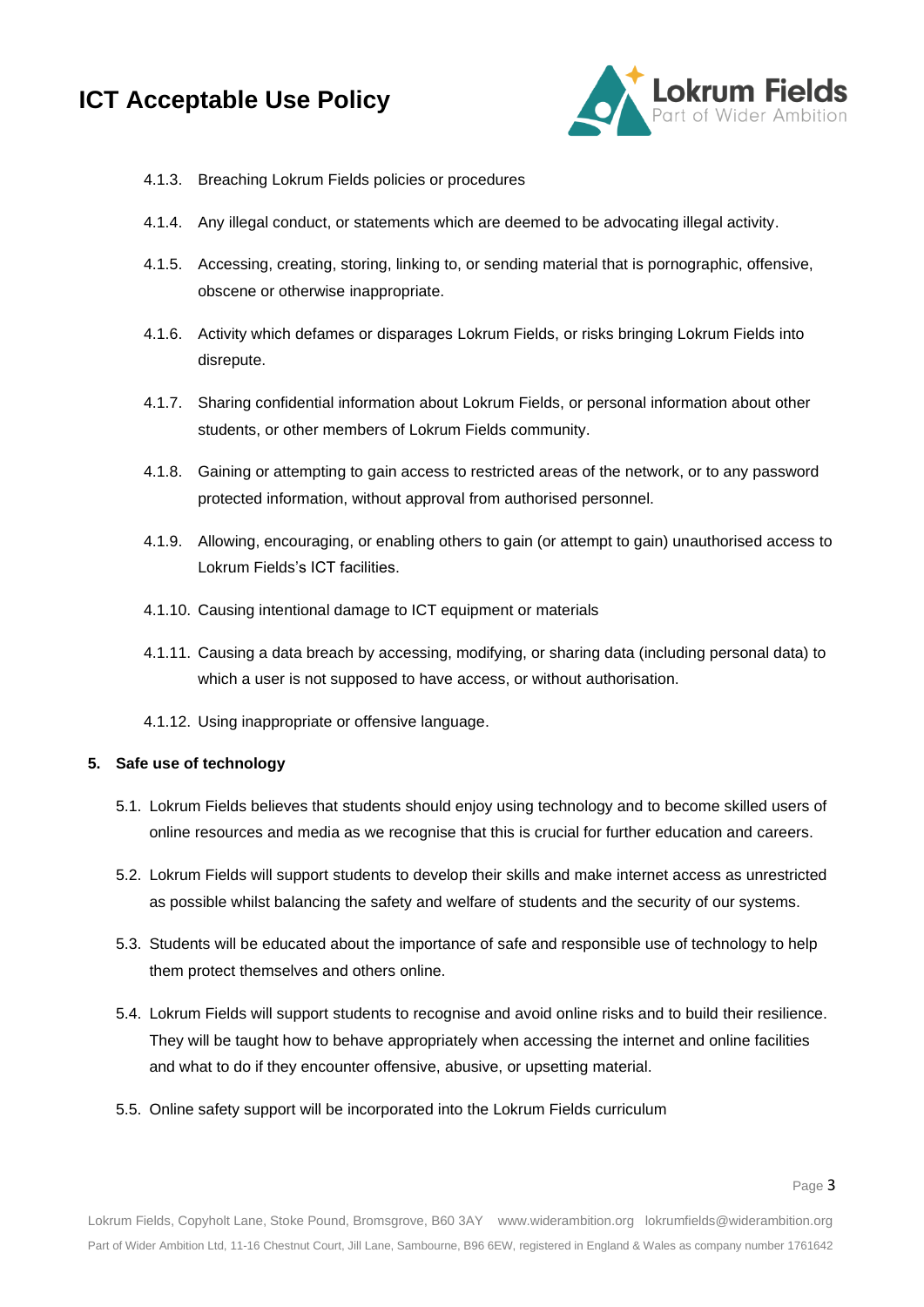4.1.3. Breaching Lokrum Fields policies or procedures

4.1.4. Any illegal conduct, or statements which are deemed to be advocating illegal activity.

4.1.5. Accessing, creating, storing, linking to, or sending material that is pornographic, offensive, obscene or otherwise inappropriate.

4.1.6. Activity which defames or disparages Lokrum Fields, or risks bringing Lokrum Fields into disrepute.

4.1.7. Sharing confidential information about Lokrum Fields, or personal information about other students, or other members of Lokrum Fields community.

4.1.8. Gaining or attempting to gain access to restricted areas of the network, or to any password protected information, without approval from authorised personnel.

4.1.9. Allowing, encouraging, or enabling others to gain (or attempt to gain) unauthorised access to Lokrum Fields's ICT facilities.

4.1.10. Causing intentional damage to ICT equipment or materials

4.1.11. Causing a data breach by accessing, modifying, or sharing data (including personal data) to which a user is not supposed to have access, or without authorisation.

4.1.12. Using inappropriate or offensive language.

**5. Safe use of technology**

5.1. Lokrum Fields believes that students should enjoy using technology and to become skilled users of online resources and media as we recognise that this is crucial for further education and careers.

5.2. Lokrum Fields will support students to develop their skills and make internet access as unrestricted as possible whilst balancing the safety and welfare of students and the security of our systems.

5.3. Students will be educated about the importance of safe and responsible use of technology to help them protect themselves and others online.

5.4. Lokrum Fields will support students to recognise and avoid online risks and to build their resilience. They will be taught how to behave appropriately when accessing the internet and online facilities and what to do if they encounter offensive, abusive, or upsetting material.

5.5. Online safety support will be incorporated into the Lokrum Fields curriculum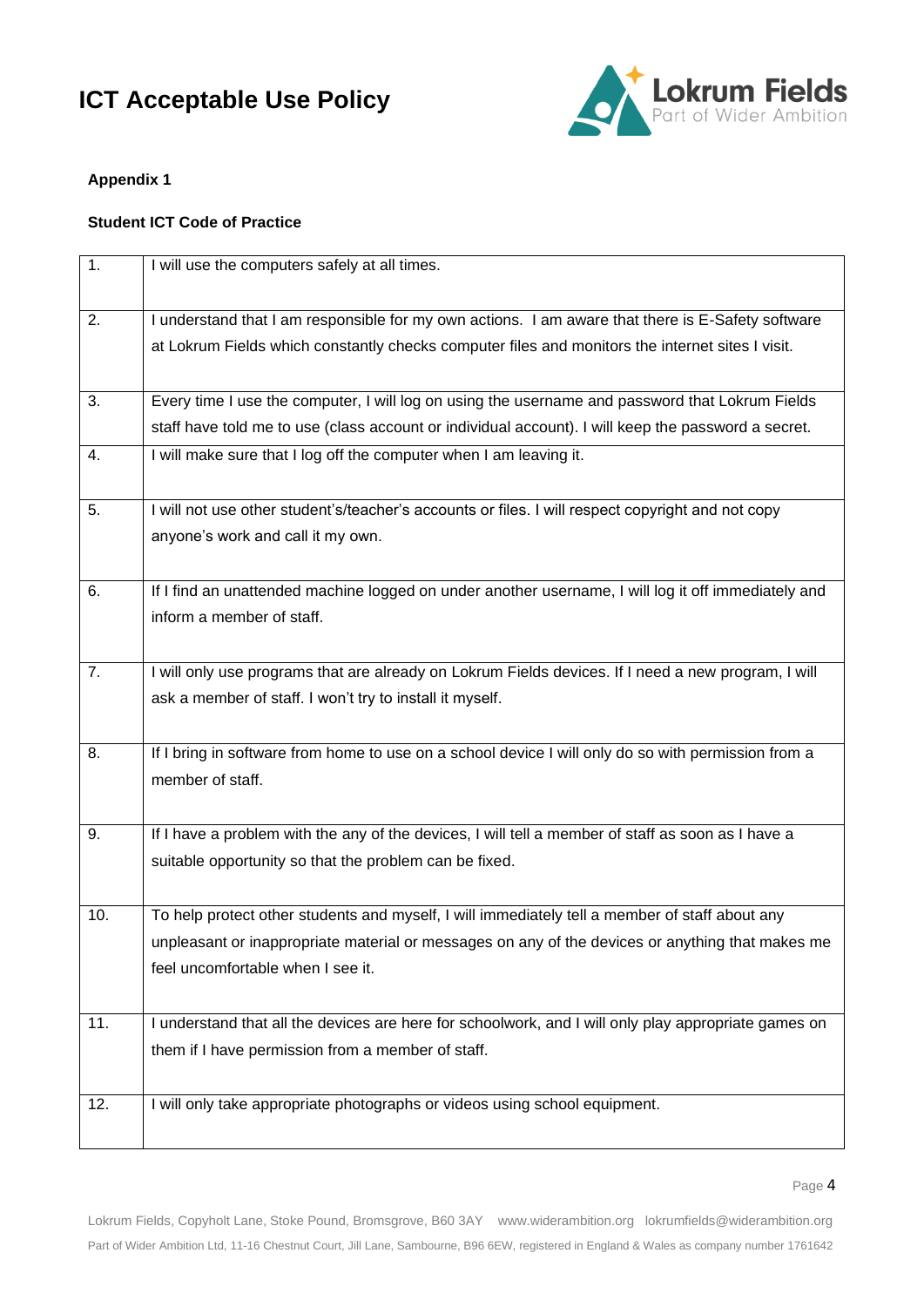# ICT Acceptable Use Policy

**Appendix 1**

**Student ICT Code of Practice**

| | |
|---|---|
| 1. | I will use the computers safely at all times. |
| 2. | I understand that I am responsible for my own actions. I am aware that there is E-Safety software at Lokrum Fields which constantly checks computer files and monitors the internet sites I visit. |
| 3. | Every time I use the computer, I will log on using the username and password that Lokrum Fields staff have told me to use (class account or individual account). I will keep the password a secret. |
| 4. | I will make sure that I log off the computer when I am leaving it. |
| 5. | I will not use other student's/teacher's accounts or files. I will respect copyright and not copy anyone's work and call it my own. |
| 6. | If I find an unattended machine logged on under another username, I will log it off immediately and inform a member of staff. |
| 7. | I will only use programs that are already on Lokrum Fields devices. If I need a new program, I will ask a member of staff. I won't try to install it myself. |
| 8. | If I bring in software from home to use on a school device I will only do so with permission from a member of staff. |
| 9. | If I have a problem with the any of the devices, I will tell a member of staff as soon as I have a suitable opportunity so that the problem can be fixed. |
| 10. | To help protect other students and myself, I will immediately tell a member of staff about any unpleasant or inappropriate material or messages on any of the devices or anything that makes me feel uncomfortable when I see it. |
| 11. | I understand that all the devices are here for schoolwork, and I will only play appropriate games on them if I have permission from a member of staff. |
| 12. | I will only take appropriate photographs or videos using school equipment. |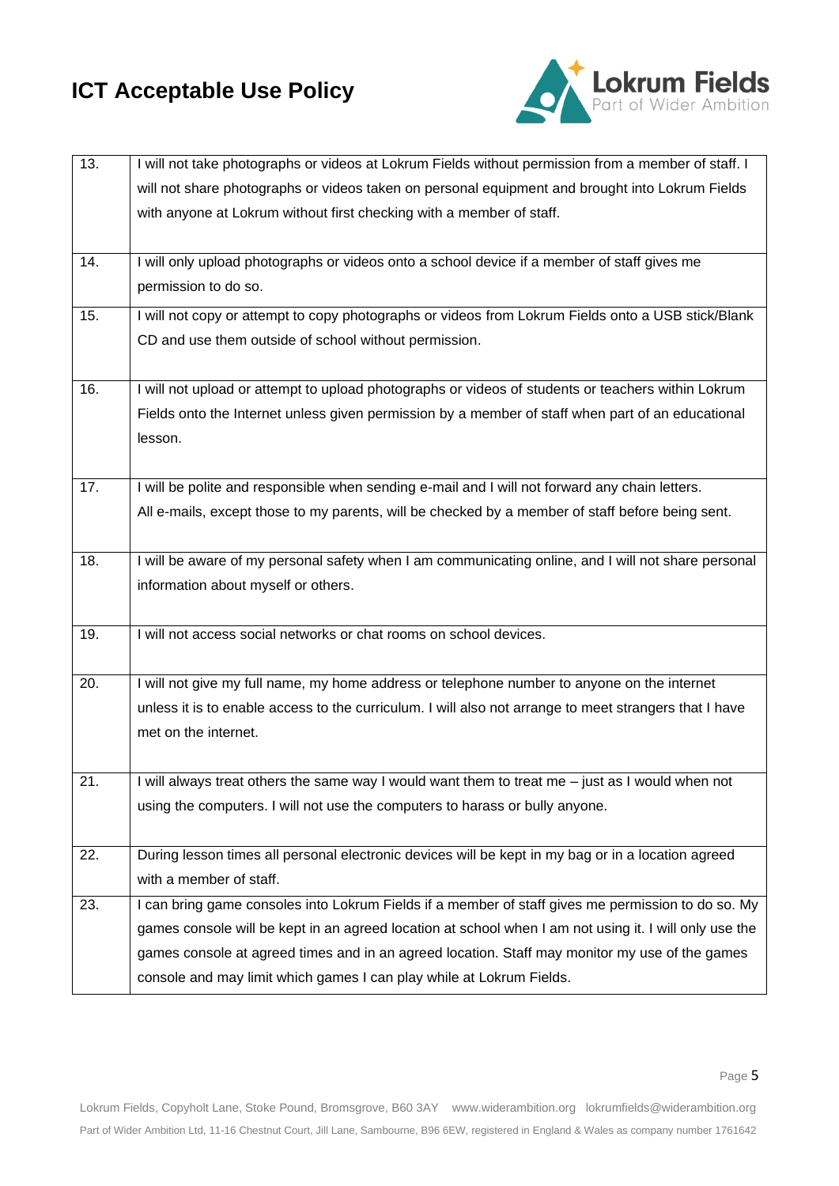# ICT Acceptable Use Policy

| | |
|---|---|
| 13. | I will not take photographs or videos at Lokrum Fields without permission from a member of staff. I will not share photographs or videos taken on personal equipment and brought into Lokrum Fields with anyone at Lokrum without first checking with a member of staff. |
| 14. | I will only upload photographs or videos onto a school device if a member of staff gives me permission to do so. |
| 15. | I will not copy or attempt to copy photographs or videos from Lokrum Fields onto a USB stick/Blank CD and use them outside of school without permission. |
| 16. | I will not upload or attempt to upload photographs or videos of students or teachers within Lokrum Fields onto the Internet unless given permission by a member of staff when part of an educational lesson. |
| 17. | I will be polite and responsible when sending e-mail and I will not forward any chain letters. All e-mails, except those to my parents, will be checked by a member of staff before being sent. |
| 18. | I will be aware of my personal safety when I am communicating online, and I will not share personal information about myself or others. |
| 19. | I will not access social networks or chat rooms on school devices. |
| 20. | I will not give my full name, my home address or telephone number to anyone on the internet unless it is to enable access to the curriculum. I will also not arrange to meet strangers that I have met on the internet. |
| 21. | I will always treat others the same way I would want them to treat me – just as I would when not using the computers. I will not use the computers to harass or bully anyone. |
| 22. | During lesson times all personal electronic devices will be kept in my bag or in a location agreed with a member of staff. |
| 23. | I can bring game consoles into Lokrum Fields if a member of staff gives me permission to do so. My games console will be kept in an agreed location at school when I am not using it. I will only use the games console at agreed times and in an agreed location. Staff may monitor my use of the games console and may limit which games I can play while at Lokrum Fields. |